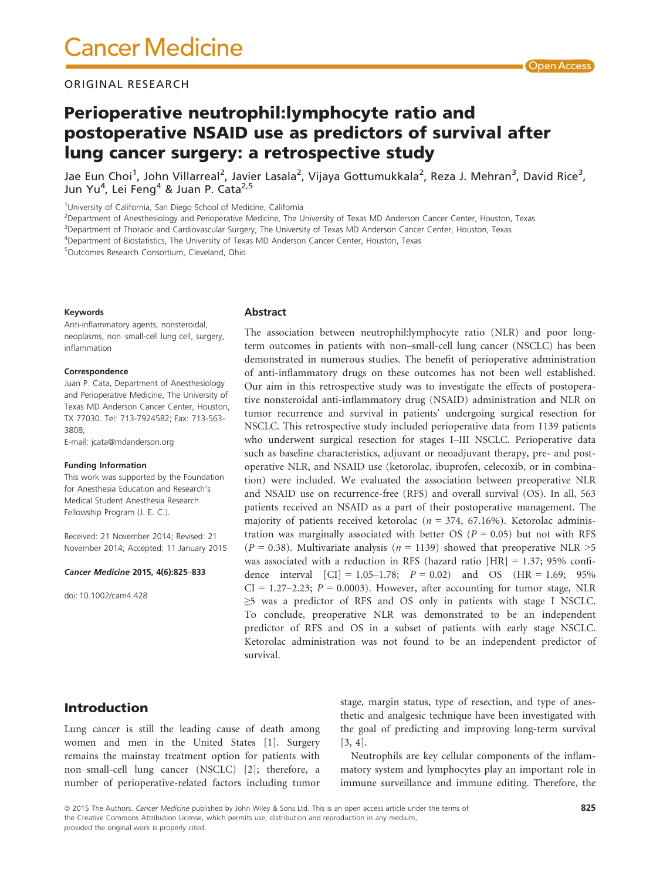Cancer Medicine

ORIGINAL RESEARCH

# Perioperative neutrophil:lymphocyte ratio and postoperative NSAID use as predictors of survival after lung cancer surgery: a retrospective study

Jae Eun Choi[1], John Villarreal[2], Javier Lasala[2], Vijaya Gottumukkala[2], Reza J. Mehran[3], David Rice[3], Jun Yu[4], Lei Feng[4] & Juan P. Cata[2,5]

[1]University of California, San Diego School of Medicine, California
[2]Department of Anesthesiology and Perioperative Medicine, The University of Texas MD Anderson Cancer Center, Houston, Texas
[3]Department of Thoracic and Cardiovascular Surgery, The University of Texas MD Anderson Cancer Center, Houston, Texas
[4]Department of Biostatistics, The University of Texas MD Anderson Cancer Center, Houston, Texas
[5]Outcomes Research Consortium, Cleveland, Ohio

#### Keywords

Anti-inflammatory agents, nonsteroidal, neoplasms, non–small-cell lung cell, surgery, inflammation

#### Correspondence

Juan P. Cata, Department of Anesthesiology and Perioperative Medicine, The University of Texas MD Anderson Cancer Center, Houston, TX 77030. Tel: 713-7924582; Fax: 713-563-3808;
E-mail: jcata@mdanderson.org

#### Funding Information

This work was supported by the Foundation for Anesthesia Education and Research's Medical Student Anesthesia Research Fellowship Program (J. E. C.).

Received: 21 November 2014; Revised: 21 November 2014; Accepted: 11 January 2015

*Cancer Medicine* 2015, 4(6):825–833

doi: 10.1002/cam4.428

## Abstract

The association between neutrophil:lymphocyte ratio (NLR) and poor long-term outcomes in patients with non–small-cell lung cancer (NSCLC) has been demonstrated in numerous studies. The benefit of perioperative administration of anti-inflammatory drugs on these outcomes has not been well established. Our aim in this retrospective study was to investigate the effects of postoperative nonsteroidal anti-inflammatory drug (NSAID) administration and NLR on tumor recurrence and survival in patients' undergoing surgical resection for NSCLC. This retrospective study included perioperative data from 1139 patients who underwent surgical resection for stages I–III NSCLC. Perioperative data such as baseline characteristics, adjuvant or neoadjuvant therapy, pre- and post-operative NLR, and NSAID use (ketorolac, ibuprofen, celecoxib, or in combination) were included. We evaluated the association between preoperative NLR and NSAID use on recurrence-free (RFS) and overall survival (OS). In all, 563 patients received an NSAID as a part of their postoperative management. The majority of patients received ketorolac ($n = 374$, 67.16%). Ketorolac administration was marginally associated with better OS ($P = 0.05$) but not with RFS ($P = 0.38$). Multivariate analysis ($n = 1139$) showed that preoperative NLR >5 was associated with a reduction in RFS (hazard ratio [HR] = 1.37; 95% confidence interval [CI] = 1.05–1.78; $P = 0.02$) and OS (HR = 1.69; 95% CI = 1.27–2.23; $P = 0.0003$). However, after accounting for tumor stage, NLR ≥5 was a predictor of RFS and OS only in patients with stage I NSCLC. To conclude, preoperative NLR was demonstrated to be an independent predictor of RFS and OS in a subset of patients with early stage NSCLC. Ketorolac administration was not found to be an independent predictor of survival.

## Introduction

Lung cancer is still the leading cause of death among women and men in the United States [1]. Surgery remains the mainstay treatment option for patients with non–small-cell lung cancer (NSCLC) [2]; therefore, a number of perioperative-related factors including tumor stage, margin status, type of resection, and type of anesthetic and analgesic technique have been investigated with the goal of predicting and improving long-term survival [3, 4].

Neutrophils are key cellular components of the inflammatory system and lymphocytes play an important role in immune surveillance and immune editing. Therefore, the

© 2015 The Authors. *Cancer Medicine* published by John Wiley & Sons Ltd. This is an open access article under the terms of the Creative Commons Attribution License, which permits use, distribution and reproduction in any medium, provided the original work is properly cited.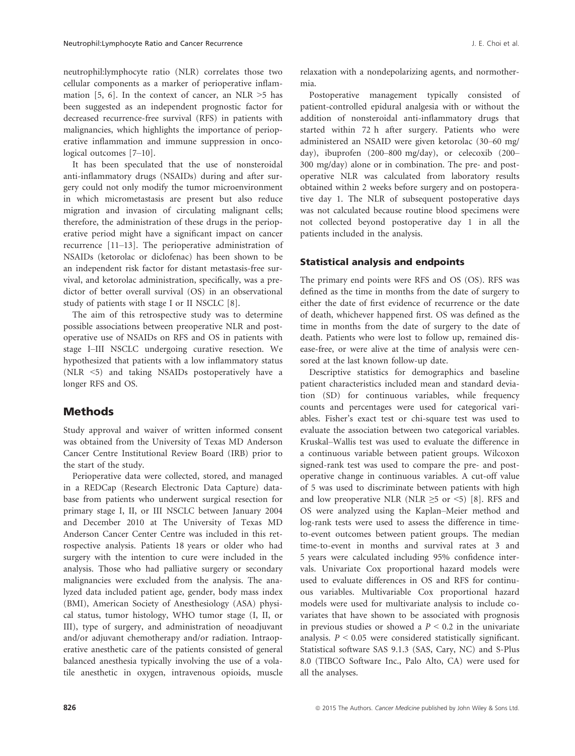neutrophil:lymphocyte ratio (NLR) correlates those two cellular components as a marker of perioperative inflammation [5, 6]. In the context of cancer, an NLR >5 has been suggested as an independent prognostic factor for decreased recurrence-free survival (RFS) in patients with malignancies, which highlights the importance of perioperative inflammation and immune suppression in oncological outcomes [7–10].

It has been speculated that the use of nonsteroidal anti-inflammatory drugs (NSAIDs) during and after surgery could not only modify the tumor microenvironment in which micrometastasis are present but also reduce migration and invasion of circulating malignant cells; therefore, the administration of these drugs in the perioperative period might have a significant impact on cancer recurrence [11–13]. The perioperative administration of NSAIDs (ketorolac or diclofenac) has been shown to be an independent risk factor for distant metastasis-free survival, and ketorolac administration, specifically, was a predictor of better overall survival (OS) in an observational study of patients with stage I or II NSCLC [8].

The aim of this retrospective study was to determine possible associations between preoperative NLR and postoperative use of NSAIDs on RFS and OS in patients with stage I–III NSCLC undergoing curative resection. We hypothesized that patients with a low inflammatory status (NLR <5) and taking NSAIDs postoperatively have a longer RFS and OS.

## Methods

Study approval and waiver of written informed consent was obtained from the University of Texas MD Anderson Cancer Centre Institutional Review Board (IRB) prior to the start of the study.

Perioperative data were collected, stored, and managed in a REDCap (Research Electronic Data Capture) database from patients who underwent surgical resection for primary stage I, II, or III NSCLC between January 2004 and December 2010 at The University of Texas MD Anderson Cancer Center Centre was included in this retrospective analysis. Patients 18 years or older who had surgery with the intention to cure were included in the analysis. Those who had palliative surgery or secondary malignancies were excluded from the analysis. The analyzed data included patient age, gender, body mass index (BMI), American Society of Anesthesiology (ASA) physical status, tumor histology, WHO tumor stage (I, II, or III), type of surgery, and administration of neoadjuvant and/or adjuvant chemotherapy and/or radiation. Intraoperative anesthetic care of the patients consisted of general balanced anesthesia typically involving the use of a volatile anesthetic in oxygen, intravenous opioids, muscle relaxation with a nondepolarizing agents, and normothermia.

Postoperative management typically consisted of patient-controlled epidural analgesia with or without the addition of nonsteroidal anti-inflammatory drugs that started within 72 h after surgery. Patients who were administered an NSAID were given ketorolac (30–60 mg/day), ibuprofen (200–800 mg/day), or celecoxib (200–300 mg/day) alone or in combination. The pre- and postoperative NLR was calculated from laboratory results obtained within 2 weeks before surgery and on postoperative day 1. The NLR of subsequent postoperative days was not calculated because routine blood specimens were not collected beyond postoperative day 1 in all the patients included in the analysis.

### Statistical analysis and endpoints

The primary end points were RFS and OS (OS). RFS was defined as the time in months from the date of surgery to either the date of first evidence of recurrence or the date of death, whichever happened first. OS was defined as the time in months from the date of surgery to the date of death. Patients who were lost to follow up, remained disease-free, or were alive at the time of analysis were censored at the last known follow-up date.

Descriptive statistics for demographics and baseline patient characteristics included mean and standard deviation (SD) for continuous variables, while frequency counts and percentages were used for categorical variables. Fisher's exact test or chi-square test was used to evaluate the association between two categorical variables. Kruskal–Wallis test was used to evaluate the difference in a continuous variable between patient groups. Wilcoxon signed-rank test was used to compare the pre- and postoperative change in continuous variables. A cut-off value of 5 was used to discriminate between patients with high and low preoperative NLR (NLR ≥5 or <5) [8]. RFS and OS were analyzed using the Kaplan–Meier method and log-rank tests were used to assess the difference in time-to-event outcomes between patient groups. The median time-to-event in months and survival rates at 3 and 5 years were calculated including 95% confidence intervals. Univariate Cox proportional hazard models were used to evaluate differences in OS and RFS for continuous variables. Multivariable Cox proportional hazard models were used for multivariate analysis to include covariates that have shown to be associated with prognosis in previous studies or showed a $P < 0.2$ in the univariate analysis. $P < 0.05$ were considered statistically significant. Statistical software SAS 9.1.3 (SAS, Cary, NC) and S-Plus 8.0 (TIBCO Software Inc., Palo Alto, CA) were used for all the analyses.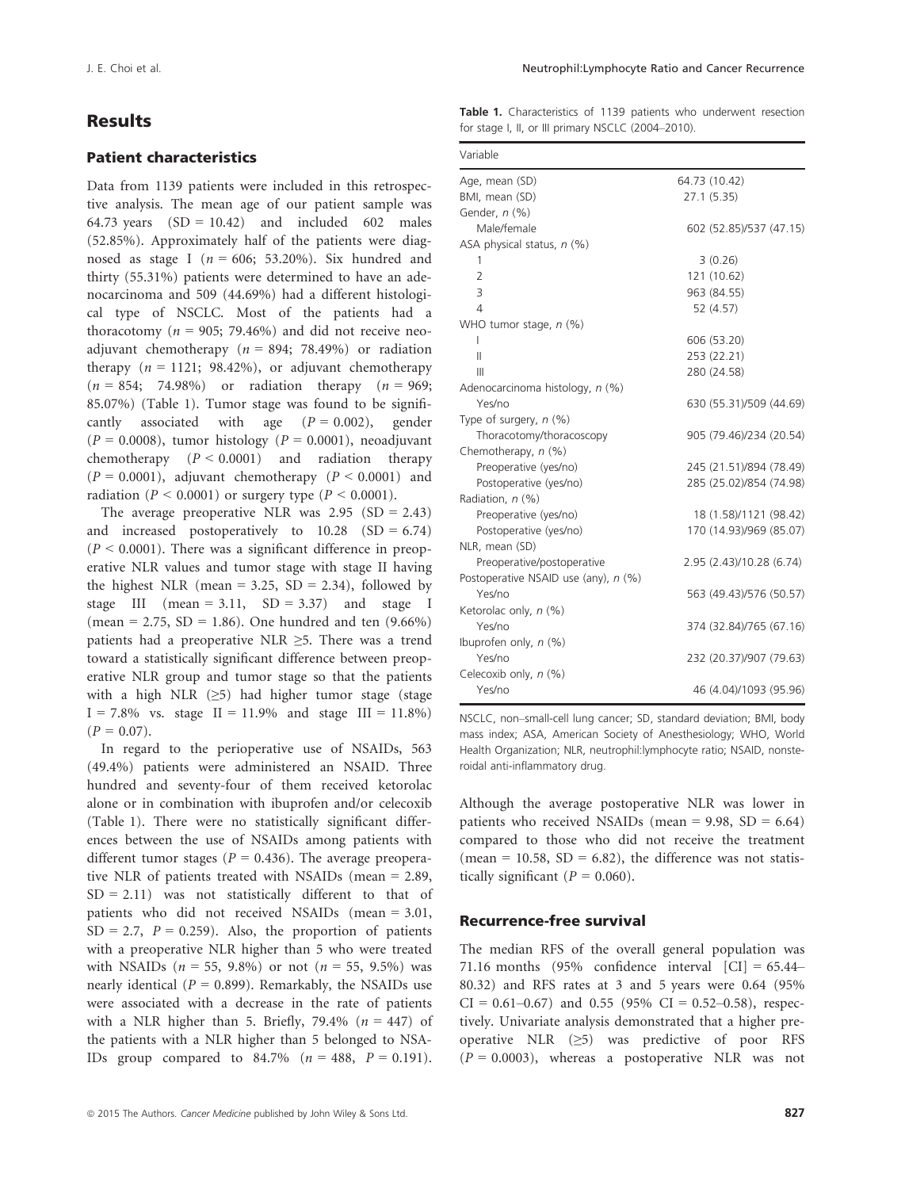## Results

### Patient characteristics

Data from 1139 patients were included in this retrospective analysis. The mean age of our patient sample was 64.73 years (SD = 10.42) and included 602 males (52.85%). Approximately half of the patients were diagnosed as stage I ($n$ = 606; 53.20%). Six hundred and thirty (55.31%) patients were determined to have an adenocarcinoma and 509 (44.69%) had a different histological type of NSCLC. Most of the patients had a thoracotomy ($n$ = 905; 79.46%) and did not receive neoadjuvant chemotherapy ($n$ = 894; 78.49%) or radiation therapy ($n$ = 1121; 98.42%), or adjuvant chemotherapy ($n$ = 854; 74.98%) or radiation therapy ($n$ = 969; 85.07%) (Table 1). Tumor stage was found to be significantly associated with age ($P$ = 0.002), gender ($P$ = 0.0008), tumor histology ($P$ = 0.0001), neoadjuvant chemotherapy ($P$ < 0.0001) and radiation therapy ($P$ = 0.0001), adjuvant chemotherapy ($P$ < 0.0001) and radiation ($P$ < 0.0001) or surgery type ($P$ < 0.0001).

The average preoperative NLR was 2.95 (SD = 2.43) and increased postoperatively to 10.28 (SD = 6.74) ($P$ < 0.0001). There was a significant difference in preoperative NLR values and tumor stage with stage II having the highest NLR (mean = 3.25, SD = 2.34), followed by stage III (mean = 3.11, SD = 3.37) and stage I (mean = 2.75, SD = 1.86). One hundred and ten (9.66%) patients had a preoperative NLR ≥5. There was a trend toward a statistically significant difference between preoperative NLR group and tumor stage so that the patients with a high NLR (≥5) had higher tumor stage (stage I = 7.8% vs. stage II = 11.9% and stage III = 11.8%) ($P$ = 0.07).

In regard to the perioperative use of NSAIDs, 563 (49.4%) patients were administered an NSAID. Three hundred and seventy-four of them received ketorolac alone or in combination with ibuprofen and/or celecoxib (Table 1). There were no statistically significant differences between the use of NSAIDs among patients with different tumor stages ($P$ = 0.436). The average preoperative NLR of patients treated with NSAIDs (mean = 2.89, SD = 2.11) was not statistically different to that of patients who did not received NSAIDs (mean = 3.01, SD = 2.7, $P$ = 0.259). Also, the proportion of patients with a preoperative NLR higher than 5 who were treated with NSAIDs ($n$ = 55, 9.8%) or not ($n$ = 55, 9.5%) was nearly identical ($P$ = 0.899). Remarkably, the NSAIDs use were associated with a decrease in the rate of patients with a NLR higher than 5. Briefly, 79.4% ($n$ = 447) of the patients with a NLR higher than 5 belonged to NSAIDs group compared to 84.7% ($n$ = 488, $P$ = 0.191). Although the average postoperative NLR was lower in patients who received NSAIDs (mean = 9.98, SD = 6.64) compared to those who did not receive the treatment (mean = 10.58, SD = 6.82), the difference was not statistically significant ($P$ = 0.060).

**Table 1.** Characteristics of 1139 patients who underwent resection for stage I, II, or III primary NSCLC (2004–2010).

| Variable | |
|---|---|
| Age, mean (SD) | 64.73 (10.42) |
| BMI, mean (SD) | 27.1 (5.35) |
| Gender, $n$ (%) | |
| Male/female | 602 (52.85)/537 (47.15) |
| ASA physical status, $n$ (%) | |
| 1 | 3 (0.26) |
| 2 | 121 (10.62) |
| 3 | 963 (84.55) |
| 4 | 52 (4.57) |
| WHO tumor stage, $n$ (%) | |
| I | 606 (53.20) |
| II | 253 (22.21) |
| III | 280 (24.58) |
| Adenocarcinoma histology, $n$ (%) | |
| Yes/no | 630 (55.31)/509 (44.69) |
| Type of surgery, $n$ (%) | |
| Thoracotomy/thoracoscopy | 905 (79.46)/234 (20.54) |
| Chemotherapy, $n$ (%) | |
| Preoperative (yes/no) | 245 (21.51)/894 (78.49) |
| Postoperative (yes/no) | 285 (25.02)/854 (74.98) |
| Radiation, $n$ (%) | |
| Preoperative (yes/no) | 18 (1.58)/1121 (98.42) |
| Postoperative (yes/no) | 170 (14.93)/969 (85.07) |
| NLR, mean (SD) | |
| Preoperative/postoperative | 2.95 (2.43)/10.28 (6.74) |
| Postoperative NSAID use (any), $n$ (%) | |
| Yes/no | 563 (49.43)/576 (50.57) |
| Ketorolac only, $n$ (%) | |
| Yes/no | 374 (32.84)/765 (67.16) |
| Ibuprofen only, $n$ (%) | |
| Yes/no | 232 (20.37)/907 (79.63) |
| Celecoxib only, $n$ (%) | |
| Yes/no | 46 (4.04)/1093 (95.96) |

NSCLC, non–small-cell lung cancer; SD, standard deviation; BMI, body mass index; ASA, American Society of Anesthesiology; WHO, World Health Organization; NLR, neutrophil:lymphocyte ratio; NSAID, nonsteroidal anti-inflammatory drug.

### Recurrence-free survival

The median RFS of the overall general population was 71.16 months (95% confidence interval [CI] = 65.44–80.32) and RFS rates at 3 and 5 years were 0.64 (95% CI = 0.61–0.67) and 0.55 (95% CI = 0.52–0.58), respectively. Univariate analysis demonstrated that a higher preoperative NLR (≥5) was predictive of poor RFS ($P$ = 0.0003), whereas a postoperative NLR was not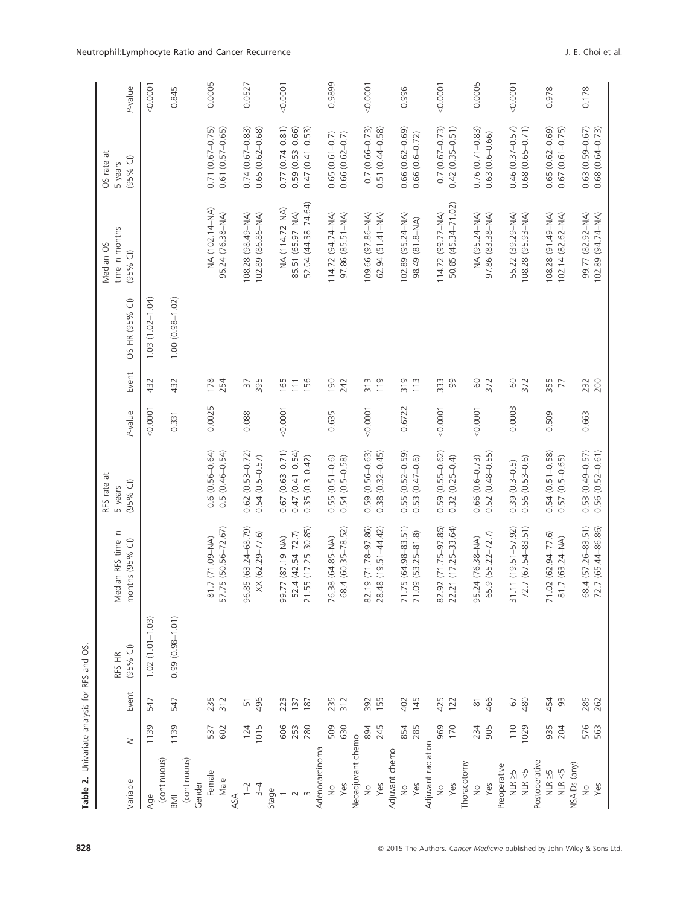**Table 2.** Univariate analysis for RFS and OS.

| Variable | N | Event | RFS HR (95% CI) | Median RFS time in months (95% CI) | RFS rate at 5 years (95% CI) | P-value | Event | OS HR (95% CI) | Median OS time in months (95% CI) | OS rate at 5 years (95% CI) | P-value |
|---|---|---|---|---|---|---|---|---|---|---|---|
| Age (continuous) | 1139 | 547 | 1.02 (1.01–1.03) | | | <0.0001 | 432 | 1.03 (1.02–1.04) | | | <0.0001 |
| BMI (continuous) | 1139 | 547 | 0.99 (0.98–1.01) | | | 0.331 | 432 | 1.00 (0.98–1.02) | | | 0.845 |
| Gender | | | | | | | | | | | |
| Female | 537 | 235 | | 81.7 (71.09–NA) | 0.6 (0.56–0.64) | 0.0025 | 178 | | NA (102.14–NA) | 0.71 (0.67–0.75) | 0.0005 |
| Male | 602 | 312 | | 57.75 (50.56–72.67) | 0.5 (0.46–0.54) | | 254 | | 95.24 (76.38–NA) | 0.61 (0.57–0.65) | |
| ASA | | | | | | | | | | | |
| 1–2 | 124 | 51 | | 96.85 (63.24–68.79) | 0.62 (0.53–0.72) | 0.088 | 37 | | 108.28 (98.49–NA) | 0.74 (0.67–0.83) | 0.0527 |
| 3–4 | 1015 | 496 | | XX (62.29–77.6) | 0.54 (0.5–0.57) | | 395 | | 102.89 (86.86–NA) | 0.65 (0.62–0.68) | |
| Stage | | | | | | | | | | | |
| 1 | 606 | 223 | | 99.77 (87.19–NA) | 0.67 (0.63–0.71) | <0.0001 | 165 | | NA (114.72–NA) | 0.77 (0.74–0.81) | <0.0001 |
| 2 | 253 | 137 | | 52.4 (42.54–72.7) | 0.47 (0.41–0.54) | | 111 | | 85.51 (65.97–NA) | 0.59 (0.53–0.66) | |
| 3 | 280 | 187 | | 21.55 (17.25–30.85) | 0.35 (0.3–0.42) | | 156 | | 52.04 (44.38–74.64) | 0.47 (0.41–0.53) | |
| Adenocarcinoma | | | | | | | | | | | |
| No | 509 | 235 | | 76.38 (64.85–NA) | 0.55 (0.51–0.6) | 0.635 | 190 | | 114.72 (94.74–NA) | 0.65 (0.61–0.7) | 0.9899 |
| Yes | 630 | 312 | | 68.4 (60.35–78.52) | 0.54 (0.5–0.58) | | 242 | | 97.86 (85.51–NA) | 0.66 (0.62–0.7) | |
| Neoadjuvant chemo | | | | | | | | | | | |
| No | 894 | 392 | | 82.19 (71.78–97.86) | 0.59 (0.56–0.63) | <0.0001 | 313 | | 109.66 (97.86–NA) | 0.7 (0.66–0.73) | <0.0001 |
| Yes | 245 | 155 | | 28.48 (19.51–44.42) | 0.38 (0.32–0.45) | | 119 | | 62.94 (51.41–NA) | 0.51 (0.44–0.58) | |
| Adjuvant chemo | | | | | | | | | | | |
| No | 854 | 402 | | 71.75 (64.98–83.51) | 0.55 (0.52–0.59) | 0.6722 | 319 | | 102.89 (95.24–NA) | 0.66 (0.62–0.69) | 0.996 |
| Yes | 285 | 145 | | 71.09 (53.25–81.8) | 0.53 (0.47–0.6) | | 113 | | 98.49 (81.8–NA) | 0.66 (0.6–0.72) | |
| Adjuvant radiation | | | | | | | | | | | |
| No | 969 | 425 | | 82.92 (71.75–97.86) | 0.59 (0.55–0.62) | <0.0001 | 333 | | 114.72 (99.77–NA) | 0.7 (0.67–0.73) | <0.0001 |
| Yes | 170 | 122 | | 22.21 (17.25–33.64) | 0.32 (0.25–0.4) | | 99 | | 50.85 (45.34–71.02) | 0.42 (0.35–0.51) | |
| Thoracotomy | | | | | | | | | | | |
| No | 234 | 81 | | 95.24 (76.38–NA) | 0.66 (0.6–0.73) | <0.0001 | 60 | | NA (95.24–NA) | 0.76 (0.71–0.83) | 0.0005 |
| Yes | 905 | 466 | | 65.9 (55.22–72.7) | 0.52 (0.48–0.55) | | 372 | | 97.86 (83.38–NA) | 0.63 (0.6–0.66) | |
| Preoperative | | | | | | | | | | | |
| NLR ≥5 | 110 | 67 | | 31.11 (19.51–57.92) | 0.39 (0.3–0.5) | 0.0003 | 60 | | 55.22 (39.29–NA) | 0.46 (0.37–0.57) | <0.0001 |
| NLR <5 | 1029 | 480 | | 72.7 (67.54–83.51) | 0.56 (0.53–0.6) | | 372 | | 108.28 (95.93–NA) | 0.68 (0.65–0.71) | |
| Postoperative | | | | | | | | | | | |
| NLR ≥5 | 935 | 454 | | 71.02 (62.94–77.6) | 0.54 (0.51–0.58) | 0.509 | 355 | | 108.28 (91.49–NA) | 0.65 (0.62–0.69) | 0.978 |
| NLR <5 | 204 | 93 | | 81.7 (63.24–NA) | 0.57 (0.5–0.65) | | 77 | | 102.14 (82.62–NA) | 0.67 (0.61–0.75) | |
| NSAIDs (any) | | | | | | | | | | | |
| No | 576 | 285 | | 68.4 (57.26–83.51) | 0.53 (0.49–0.57) | 0.663 | 232 | | 99.77 (82.92–NA) | 0.63 (0.59–0.67) | 0.178 |
| Yes | 563 | 262 | | 72.7 (65.44–86.86) | 0.56 (0.52–0.61) | | 200 | | 102.89 (94.74–NA) | 0.68 (0.64–0.73) | |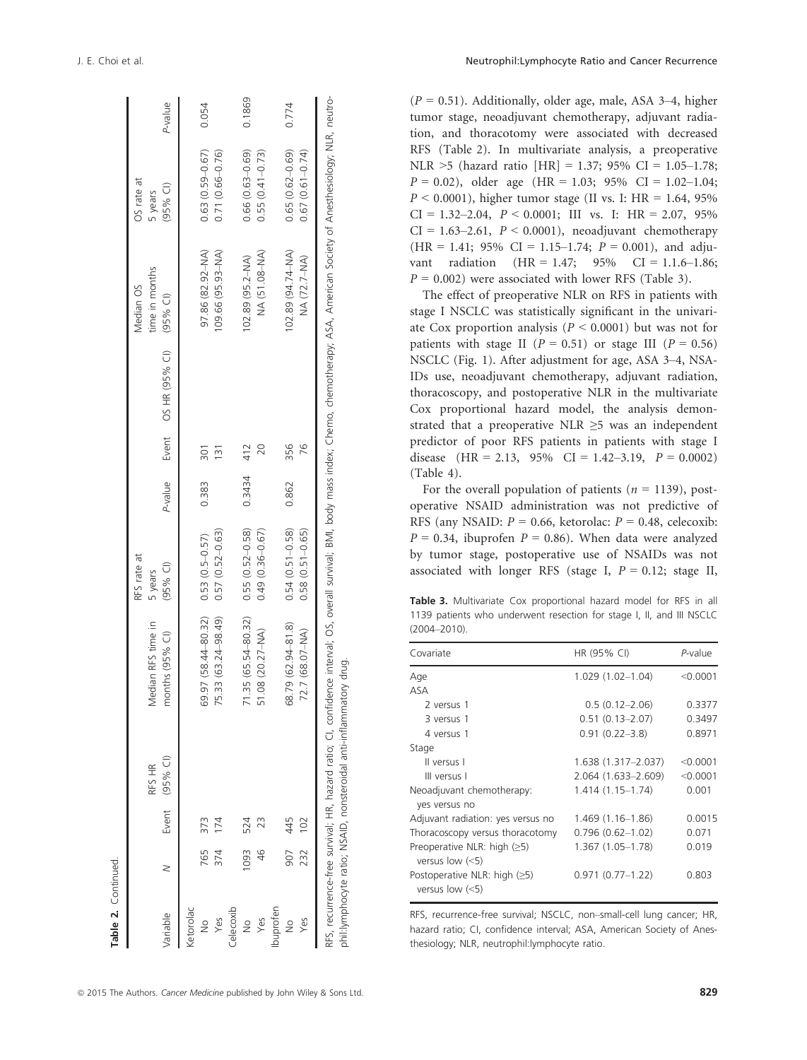**Table 2.** Continued.

| Variable | N | Event | RFS HR (95% CI) | Median RFS time in months (95% CI) | RFS rate at 5 years (95% CI) | P-value | Event | OS HR (95% CI) | Median OS time in months (95% CI) | OS rate at 5 years (95% CI) | P-value |
|---|---|---|---|---|---|---|---|---|---|---|---|
| Ketorolac | | | | | | | | | | | |
| No | 765 | 373 | | 69.97 (58.44–80.32) | 0.53 (0.5–0.57) | 0.383 | 301 | | 97.86 (82.92–NA) | 0.63 (0.59–0.67) | 0.054 |
| Yes | 374 | 174 | | 75.33 (63.24–98.49) | 0.57 (0.52–0.63) | | 131 | | 109.66 (95.93–NA) | 0.71 (0.66–0.76) | |
| Celecoxib | | | | | | | | | | | |
| No | 1093 | 524 | | 71.35 (65.54–80.32) | 0.55 (0.52–0.58) | 0.3434 | 412 | | 102.89 (95.2–NA) | 0.66 (0.63–0.69) | 0.1869 |
| Yes | 46 | 23 | | 51.08 (20.27–NA) | 0.49 (0.36–0.67) | | 20 | | NA (51.08–NA) | 0.55 (0.41–0.73) | |
| Ibuprofen | | | | | | | | | | | |
| No | 907 | 445 | | 68.79 (62.94–81.8) | 0.54 (0.51–0.58) | 0.862 | 356 | | 102.89 (94.74–NA) | 0.65 (0.62–0.69) | 0.774 |
| Yes | 232 | 102 | | 72.7 (68.07–NA) | 0.58 (0.51–0.65) | | 76 | | NA (72.7–NA) | 0.67 (0.61–0.74) | |

RFS, recurrence-free survival; HR, hazard ratio; CI, confidence interval; OS, overall survival; BMI, body mass index; Chemo, chemotherapy; ASA, American Society of Anesthesiology; NLR, neutrophil:lymphocyte ratio; NSAID, nonsteroidal anti-inflammatory drug.

($P = 0.51$). Additionally, older age, male, ASA 3–4, higher tumor stage, neoadjuvant chemotherapy, adjuvant radiation, and thoracotomy were associated with decreased RFS (Table 2). In multivariate analysis, a preoperative NLR >5 (hazard ratio [HR] = 1.37; 95% CI = 1.05–1.78; $P = 0.02$), older age (HR = 1.03; 95% CI = 1.02–1.04; $P < 0.0001$), higher tumor stage (II vs. I: HR = 1.64, 95% CI = 1.32–2.04, $P < 0.0001$; III vs. I: HR = 2.07, 95% CI = 1.63–2.61, $P < 0.0001$), neoadjuvant chemotherapy (HR = 1.41; 95% CI = 1.15–1.74; $P = 0.001$), and adjuvant radiation (HR = 1.47; 95% CI = 1.1.6–1.86; $P = 0.002$) were associated with lower RFS (Table 3).

The effect of preoperative NLR on RFS in patients with stage I NSCLC was statistically significant in the univariate Cox proportion analysis ($P < 0.0001$) but was not for patients with stage II ($P = 0.51$) or stage III ($P = 0.56$) NSCLC (Fig. 1). After adjustment for age, ASA 3–4, NSAIDs use, neoadjuvant chemotherapy, adjuvant radiation, thoracoscopy, and postoperative NLR in the multivariate Cox proportional hazard model, the analysis demonstrated that a preoperative NLR ≥5 was an independent predictor of poor RFS patients in patients with stage I disease (HR = 2.13, 95% CI = 1.42–3.19, $P = 0.0002$) (Table 4).

For the overall population of patients ($n = 1139$), postoperative NSAID administration was not predictive of RFS (any NSAID: $P = 0.66$, ketorolac: $P = 0.48$, celecoxib: $P = 0.34$, ibuprofen $P = 0.86$). When data were analyzed by tumor stage, postoperative use of NSAIDs was not associated with longer RFS (stage I, $P = 0.12$; stage II,

**Table 3.** Multivariate Cox proportional hazard model for RFS in all 1139 patients who underwent resection for stage I, II, and III NSCLC (2004–2010).

| Covariate | HR (95% CI) | P-value |
|---|---|---|
| Age | 1.029 (1.02–1.04) | <0.0001 |
| ASA | | |
| 2 versus 1 | 0.5 (0.12–2.06) | 0.3377 |
| 3 versus 1 | 0.51 (0.13–2.07) | 0.3497 |
| 4 versus 1 | 0.91 (0.22–3.8) | 0.8971 |
| Stage | | |
| II versus I | 1.638 (1.317–2.037) | <0.0001 |
| III versus I | 2.064 (1.633–2.609) | <0.0001 |
| Neoadjuvant chemotherapy: yes versus no | 1.414 (1.15–1.74) | 0.001 |
| Adjuvant radiation: yes versus no | 1.469 (1.16–1.86) | 0.0015 |
| Thoracoscopy versus thoracotomy | 0.796 (0.62–1.02) | 0.071 |
| Preoperative NLR: high (≥5) versus low (<5) | 1.367 (1.05–1.78) | 0.019 |
| Postoperative NLR: high (≥5) versus low (<5) | 0.971 (0.77–1.22) | 0.803 |

RFS, recurrence-free survival; NSCLC, non–small-cell lung cancer; HR, hazard ratio; CI, confidence interval; ASA, American Society of Anesthesiology; NLR, neutrophil:lymphocyte ratio.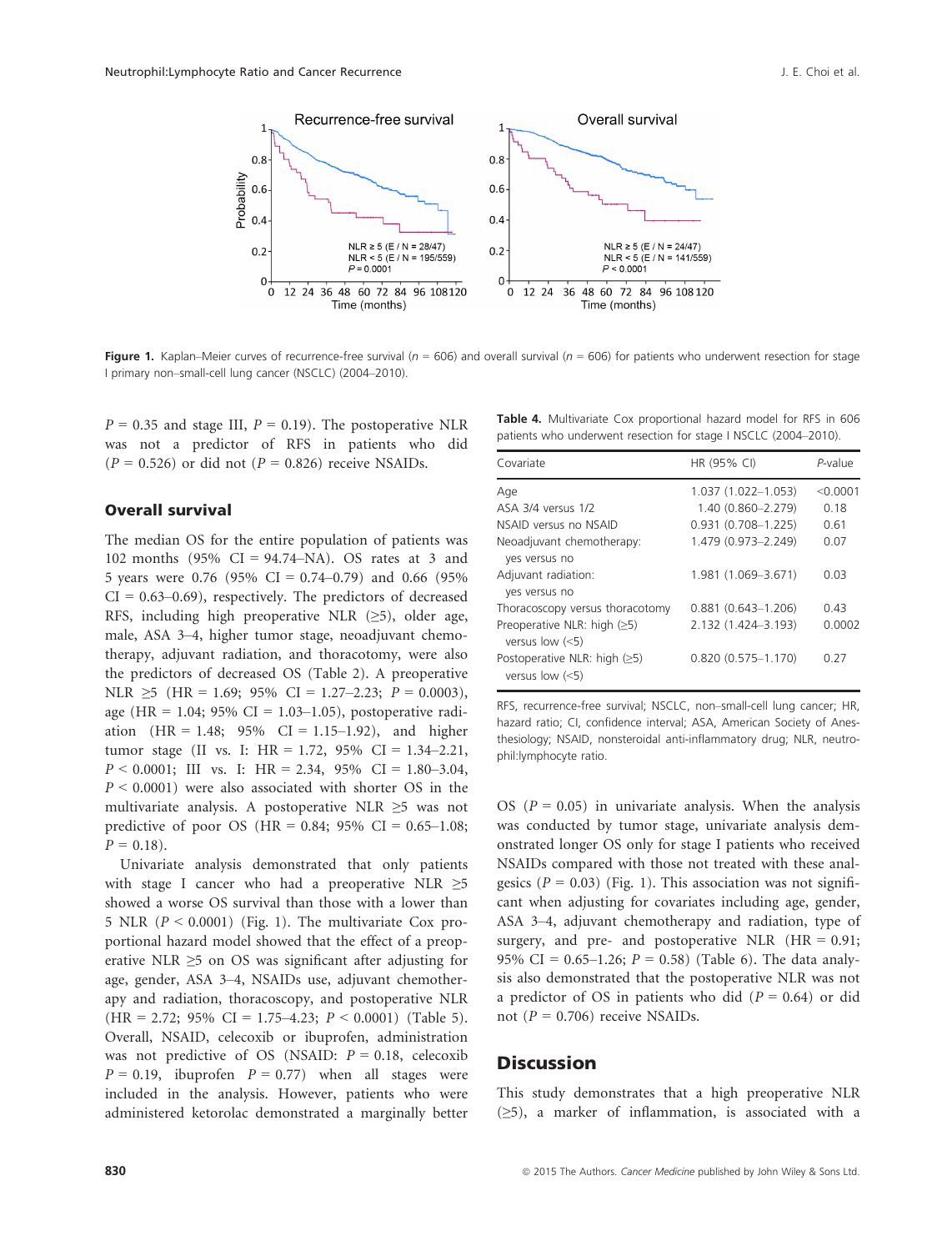Figure 1. Kaplan–Meier curves of recurrence-free survival ($n$ = 606) and overall survival ($n$ = 606) for patients who underwent resection for stage I primary non–small-cell lung cancer (NSCLC) (2004–2010).

$P$ = 0.35 and stage III, $P$ = 0.19). The postoperative NLR was not a predictor of RFS in patients who did ($P$ = 0.526) or did not ($P$ = 0.826) receive NSAIDs.

## Overall survival

The median OS for the entire population of patients was 102 months (95% CI = 94.74–NA). OS rates at 3 and 5 years were 0.76 (95% CI = 0.74–0.79) and 0.66 (95% CI = 0.63–0.69), respectively. The predictors of decreased RFS, including high preoperative NLR (≥5), older age, male, ASA 3–4, higher tumor stage, neoadjuvant chemotherapy, adjuvant radiation, and thoracotomy, were also the predictors of decreased OS (Table 2). A preoperative NLR ≥5 (HR = 1.69; 95% CI = 1.27–2.23; $P$ = 0.0003), age (HR = 1.04; 95% CI = 1.03–1.05), postoperative radiation (HR = 1.48; 95% CI = 1.15–1.92), and higher tumor stage (II vs. I: HR = 1.72, 95% CI = 1.34–2.21, $P$ < 0.0001; III vs. I: HR = 2.34, 95% CI = 1.80–3.04, $P$ < 0.0001) were also associated with shorter OS in the multivariate analysis. A postoperative NLR ≥5 was not predictive of poor OS (HR = 0.84; 95% CI = 0.65–1.08; $P$ = 0.18).

Univariate analysis demonstrated that only patients with stage I cancer who had a preoperative NLR ≥5 showed a worse OS survival than those with a lower than 5 NLR ($P$ < 0.0001) (Fig. 1). The multivariate Cox proportional hazard model showed that the effect of a preoperative NLR ≥5 on OS was significant after adjusting for age, gender, ASA 3–4, NSAIDs use, adjuvant chemotherapy and radiation, thoracoscopy, and postoperative NLR (HR = 2.72; 95% CI = 1.75–4.23; $P$ < 0.0001) (Table 5). Overall, NSAID, celecoxib or ibuprofen, administration was not predictive of OS (NSAID: $P$ = 0.18, celecoxib $P$ = 0.19, ibuprofen $P$ = 0.77) when all stages were included in the analysis. However, patients who were administered ketorolac demonstrated a marginally better OS ($P$ = 0.05) in univariate analysis. When the analysis was conducted by tumor stage, univariate analysis demonstrated longer OS only for stage I patients who received NSAIDs compared with those not treated with these analgesics ($P$ = 0.03) (Fig. 1). This association was not significant when adjusting for covariates including age, gender, ASA 3–4, adjuvant chemotherapy and radiation, type of surgery, and pre- and postoperative NLR (HR = 0.91; 95% CI = 0.65–1.26; $P$ = 0.58) (Table 6). The data analysis also demonstrated that the postoperative NLR was not a predictor of OS in patients who did ($P$ = 0.64) or did not ($P$ = 0.706) receive NSAIDs.

**Table 4.** Multivariate Cox proportional hazard model for RFS in 606 patients who underwent resection for stage I NSCLC (2004–2010).

| Covariate | HR (95% CI) | P-value |
|---|---|---|
| Age | 1.037 (1.022–1.053) | <0.0001 |
| ASA 3/4 versus 1/2 | 1.40 (0.860–2.279) | 0.18 |
| NSAID versus no NSAID | 0.931 (0.708–1.225) | 0.61 |
| Neoadjuvant chemotherapy: yes versus no | 1.479 (0.973–2.249) | 0.07 |
| Adjuvant radiation: yes versus no | 1.981 (1.069–3.671) | 0.03 |
| Thoracoscopy versus thoracotomy | 0.881 (0.643–1.206) | 0.43 |
| Preoperative NLR: high (≥5) versus low (<5) | 2.132 (1.424–3.193) | 0.0002 |
| Postoperative NLR: high (≥5) versus low (<5) | 0.820 (0.575–1.170) | 0.27 |

RFS, recurrence-free survival; NSCLC, non–small-cell lung cancer; HR, hazard ratio; CI, confidence interval; ASA, American Society of Anesthesiology; NSAID, nonsteroidal anti-inflammatory drug; NLR, neutrophil:lymphocyte ratio.

## Discussion

This study demonstrates that a high preoperative NLR (≥5), a marker of inflammation, is associated with a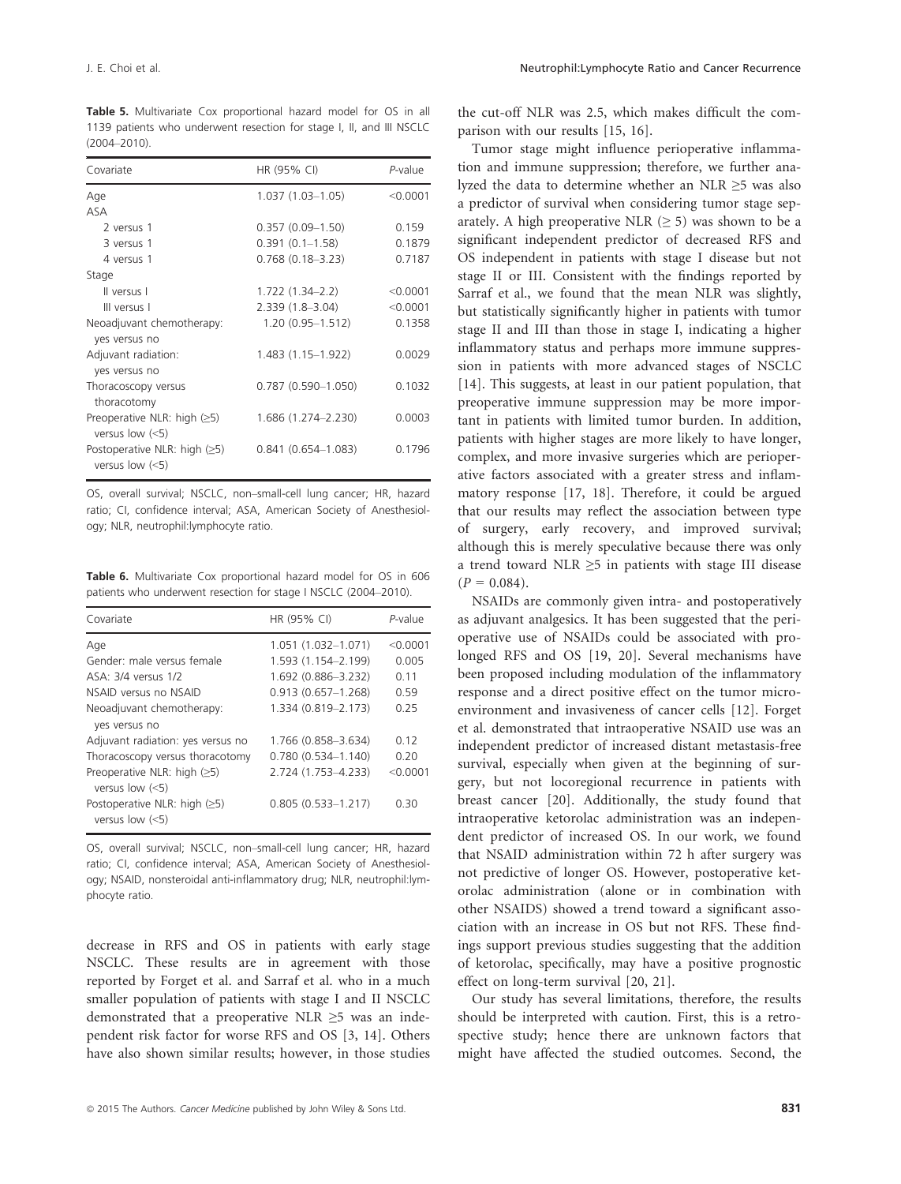**Table 5.** Multivariate Cox proportional hazard model for OS in all 1139 patients who underwent resection for stage I, II, and III NSCLC (2004–2010).

| Covariate | HR (95% CI) | *P*-value |
|---|---|---|
| Age | 1.037 (1.03–1.05) | <0.0001 |
| ASA | | |
| 2 versus 1 | 0.357 (0.09–1.50) | 0.159 |
| 3 versus 1 | 0.391 (0.1–1.58) | 0.1879 |
| 4 versus 1 | 0.768 (0.18–3.23) | 0.7187 |
| Stage | | |
| II versus I | 1.722 (1.34–2.2) | <0.0001 |
| III versus I | 2.339 (1.8–3.04) | <0.0001 |
| Neoadjuvant chemotherapy: yes versus no | 1.20 (0.95–1.512) | 0.1358 |
| Adjuvant radiation: yes versus no | 1.483 (1.15–1.922) | 0.0029 |
| Thoracoscopy versus thoracotomy | 0.787 (0.590–1.050) | 0.1032 |
| Preoperative NLR: high (≥5) versus low (<5) | 1.686 (1.274–2.230) | 0.0003 |
| Postoperative NLR: high (≥5) versus low (<5) | 0.841 (0.654–1.083) | 0.1796 |

OS, overall survival; NSCLC, non–small-cell lung cancer; HR, hazard ratio; CI, confidence interval; ASA, American Society of Anesthesiology; NLR, neutrophil:lymphocyte ratio.

**Table 6.** Multivariate Cox proportional hazard model for OS in 606 patients who underwent resection for stage I NSCLC (2004–2010).

| Covariate | HR (95% CI) | *P*-value |
|---|---|---|
| Age | 1.051 (1.032–1.071) | <0.0001 |
| Gender: male versus female | 1.593 (1.154–2.199) | 0.005 |
| ASA: 3/4 versus 1/2 | 1.692 (0.886–3.232) | 0.11 |
| NSAID versus no NSAID | 0.913 (0.657–1.268) | 0.59 |
| Neoadjuvant chemotherapy: yes versus no | 1.334 (0.819–2.173) | 0.25 |
| Adjuvant radiation: yes versus no | 1.766 (0.858–3.634) | 0.12 |
| Thoracoscopy versus thoracotomy | 0.780 (0.534–1.140) | 0.20 |
| Preoperative NLR: high (≥5) versus low (<5) | 2.724 (1.753–4.233) | <0.0001 |
| Postoperative NLR: high (≥5) versus low (<5) | 0.805 (0.533–1.217) | 0.30 |

OS, overall survival; NSCLC, non–small-cell lung cancer; HR, hazard ratio; CI, confidence interval; ASA, American Society of Anesthesiology; NSAID, nonsteroidal anti-inflammatory drug; NLR, neutrophil:lymphocyte ratio.

decrease in RFS and OS in patients with early stage NSCLC. These results are in agreement with those reported by Forget et al. and Sarraf et al. who in a much smaller population of patients with stage I and II NSCLC demonstrated that a preoperative NLR ≥5 was an independent risk factor for worse RFS and OS [3, 14]. Others have also shown similar results; however, in those studies the cut-off NLR was 2.5, which makes difficult the comparison with our results [15, 16].

Tumor stage might influence perioperative inflammation and immune suppression; therefore, we further analyzed the data to determine whether an NLR ≥5 was also a predictor of survival when considering tumor stage separately. A high preoperative NLR (≥ 5) was shown to be a significant independent predictor of decreased RFS and OS independent in patients with stage I disease but not stage II or III. Consistent with the findings reported by Sarraf et al., we found that the mean NLR was slightly, but statistically significantly higher in patients with tumor stage II and III than those in stage I, indicating a higher inflammatory status and perhaps more immune suppression in patients with more advanced stages of NSCLC [14]. This suggests, at least in our patient population, that preoperative immune suppression may be more important in patients with limited tumor burden. In addition, patients with higher stages are more likely to have longer, complex, and more invasive surgeries which are perioperative factors associated with a greater stress and inflammatory response [17, 18]. Therefore, it could be argued that our results may reflect the association between type of surgery, early recovery, and improved survival; although this is merely speculative because there was only a trend toward NLR ≥5 in patients with stage III disease ($P = 0.084$).

NSAIDs are commonly given intra- and postoperatively as adjuvant analgesics. It has been suggested that the perioperative use of NSAIDs could be associated with prolonged RFS and OS [19, 20]. Several mechanisms have been proposed including modulation of the inflammatory response and a direct positive effect on the tumor microenvironment and invasiveness of cancer cells [12]. Forget et al. demonstrated that intraoperative NSAID use was an independent predictor of increased distant metastasis-free survival, especially when given at the beginning of surgery, but not locoregional recurrence in patients with breast cancer [20]. Additionally, the study found that intraoperative ketorolac administration was an independent predictor of increased OS. In our work, we found that NSAID administration within 72 h after surgery was not predictive of longer OS. However, postoperative ketorolac administration (alone or in combination with other NSAIDS) showed a trend toward a significant association with an increase in OS but not RFS. These findings support previous studies suggesting that the addition of ketorolac, specifically, may have a positive prognostic effect on long-term survival [20, 21].

Our study has several limitations, therefore, the results should be interpreted with caution. First, this is a retrospective study; hence there are unknown factors that might have affected the studied outcomes. Second, the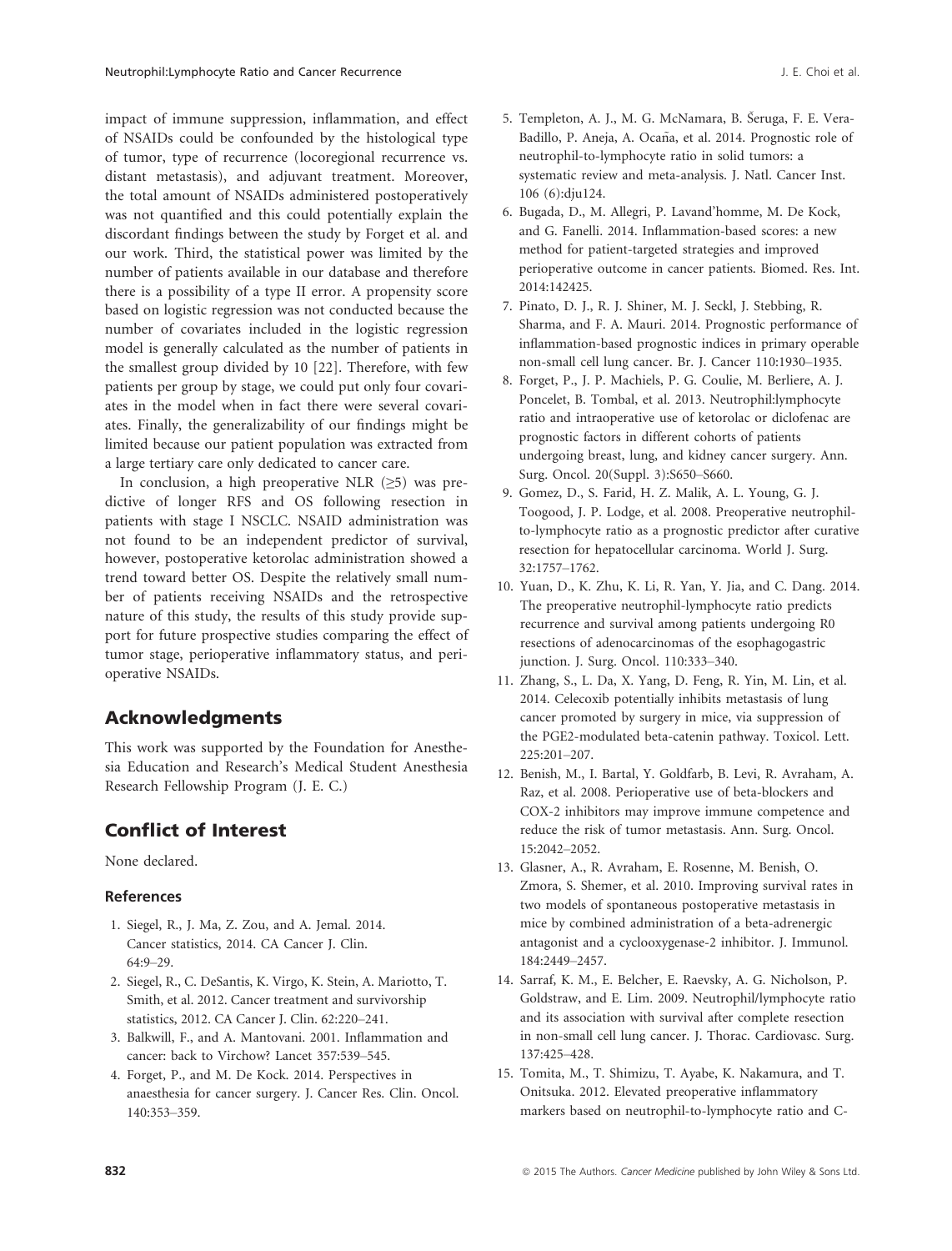impact of immune suppression, inflammation, and effect of NSAIDs could be confounded by the histological type of tumor, type of recurrence (locoregional recurrence vs. distant metastasis), and adjuvant treatment. Moreover, the total amount of NSAIDs administered postoperatively was not quantified and this could potentially explain the discordant findings between the study by Forget et al. and our work. Third, the statistical power was limited by the number of patients available in our database and therefore there is a possibility of a type II error. A propensity score based on logistic regression was not conducted because the number of covariates included in the logistic regression model is generally calculated as the number of patients in the smallest group divided by 10 [22]. Therefore, with few patients per group by stage, we could put only four covariates in the model when in fact there were several covariates. Finally, the generalizability of our findings might be limited because our patient population was extracted from a large tertiary care only dedicated to cancer care.

In conclusion, a high preoperative NLR ($\geq$5) was predictive of longer RFS and OS following resection in patients with stage I NSCLC. NSAID administration was not found to be an independent predictor of survival, however, postoperative ketorolac administration showed a trend toward better OS. Despite the relatively small number of patients receiving NSAIDs and the retrospective nature of this study, the results of this study provide support for future prospective studies comparing the effect of tumor stage, perioperative inflammatory status, and perioperative NSAIDs.

## Acknowledgments

This work was supported by the Foundation for Anesthesia Education and Research's Medical Student Anesthesia Research Fellowship Program (J. E. C.)

## Conflict of Interest

None declared.

### References

1. Siegel, R., J. Ma, Z. Zou, and A. Jemal. 2014. Cancer statistics, 2014. CA Cancer J. Clin. 64:9–29.
2. Siegel, R., C. DeSantis, K. Virgo, K. Stein, A. Mariotto, T. Smith, et al. 2012. Cancer treatment and survivorship statistics, 2012. CA Cancer J. Clin. 62:220–241.
3. Balkwill, F., and A. Mantovani. 2001. Inflammation and cancer: back to Virchow? Lancet 357:539–545.
4. Forget, P., and M. De Kock. 2014. Perspectives in anaesthesia for cancer surgery. J. Cancer Res. Clin. Oncol. 140:353–359.
5. Templeton, A. J., M. G. McNamara, B. Šeruga, F. E. Vera-Badillo, P. Aneja, A. Ocaña, et al. 2014. Prognostic role of neutrophil-to-lymphocyte ratio in solid tumors: a systematic review and meta-analysis. J. Natl. Cancer Inst. 106 (6):dju124.
6. Bugada, D., M. Allegri, P. Lavand'homme, M. De Kock, and G. Fanelli. 2014. Inflammation-based scores: a new method for patient-targeted strategies and improved perioperative outcome in cancer patients. Biomed. Res. Int. 2014:142425.
7. Pinato, D. J., R. J. Shiner, M. J. Seckl, J. Stebbing, R. Sharma, and F. A. Mauri. 2014. Prognostic performance of inflammation-based prognostic indices in primary operable non-small cell lung cancer. Br. J. Cancer 110:1930–1935.
8. Forget, P., J. P. Machiels, P. G. Coulie, M. Berliere, A. J. Poncelet, B. Tombal, et al. 2013. Neutrophil:lymphocyte ratio and intraoperative use of ketorolac or diclofenac are prognostic factors in different cohorts of patients undergoing breast, lung, and kidney cancer surgery. Ann. Surg. Oncol. 20(Suppl. 3):S650–S660.
9. Gomez, D., S. Farid, H. Z. Malik, A. L. Young, G. J. Toogood, J. P. Lodge, et al. 2008. Preoperative neutrophil-to-lymphocyte ratio as a prognostic predictor after curative resection for hepatocellular carcinoma. World J. Surg. 32:1757–1762.
10. Yuan, D., K. Zhu, K. Li, R. Yan, Y. Jia, and C. Dang. 2014. The preoperative neutrophil-lymphocyte ratio predicts recurrence and survival among patients undergoing R0 resections of adenocarcinomas of the esophagogastric junction. J. Surg. Oncol. 110:333–340.
11. Zhang, S., L. Da, X. Yang, D. Feng, R. Yin, M. Lin, et al. 2014. Celecoxib potentially inhibits metastasis of lung cancer promoted by surgery in mice, via suppression of the PGE2-modulated beta-catenin pathway. Toxicol. Lett. 225:201–207.
12. Benish, M., I. Bartal, Y. Goldfarb, B. Levi, R. Avraham, A. Raz, et al. 2008. Perioperative use of beta-blockers and COX-2 inhibitors may improve immune competence and reduce the risk of tumor metastasis. Ann. Surg. Oncol. 15:2042–2052.
13. Glasner, A., R. Avraham, E. Rosenne, M. Benish, O. Zmora, S. Shemer, et al. 2010. Improving survival rates in two models of spontaneous postoperative metastasis in mice by combined administration of a beta-adrenergic antagonist and a cyclooxygenase-2 inhibitor. J. Immunol. 184:2449–2457.
14. Sarraf, K. M., E. Belcher, E. Raevsky, A. G. Nicholson, P. Goldstraw, and E. Lim. 2009. Neutrophil/lymphocyte ratio and its association with survival after complete resection in non-small cell lung cancer. J. Thorac. Cardiovasc. Surg. 137:425–428.
15. Tomita, M., T. Shimizu, T. Ayabe, K. Nakamura, and T. Onitsuka. 2012. Elevated preoperative inflammatory markers based on neutrophil-to-lymphocyte ratio and C-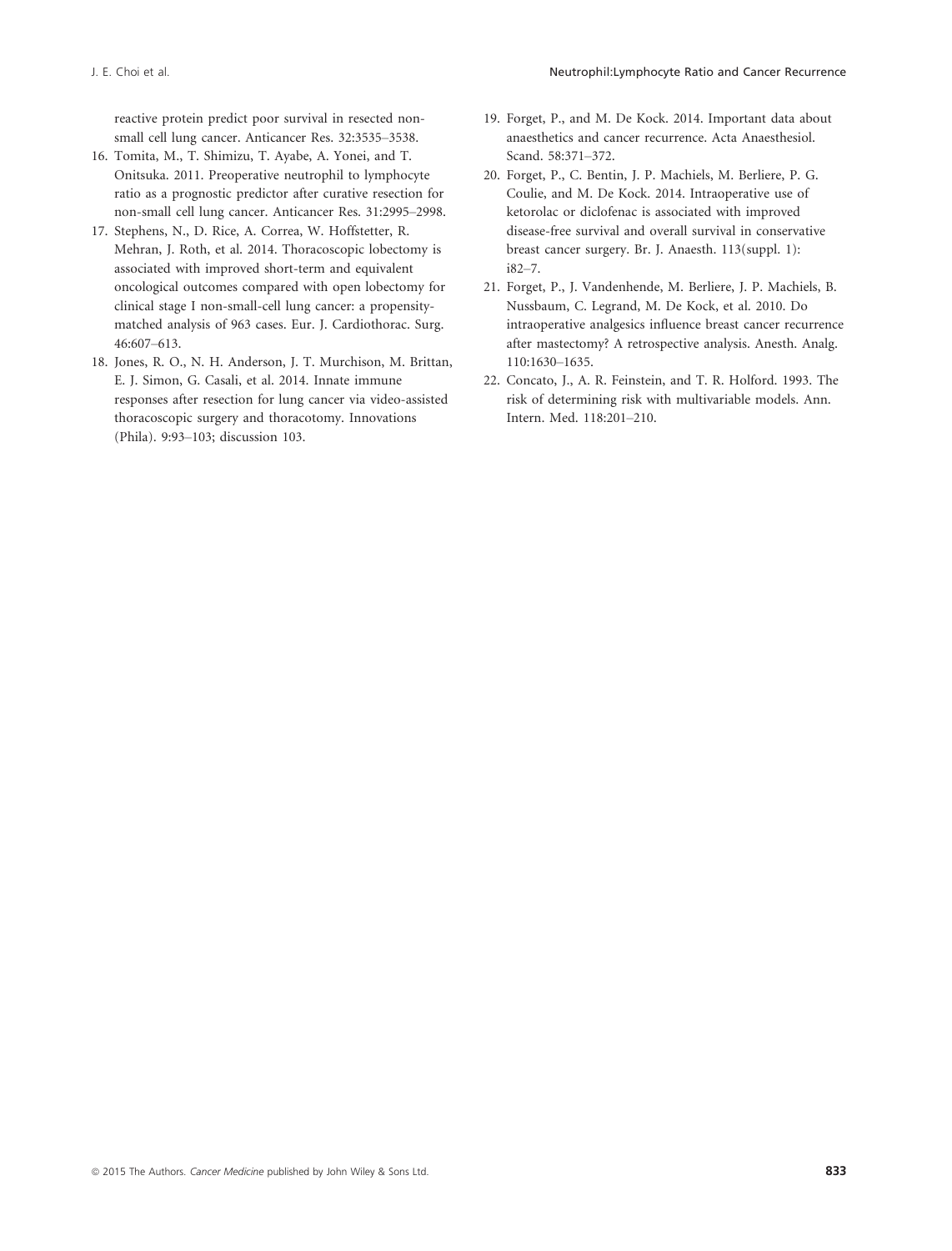reactive protein predict poor survival in resected non-small cell lung cancer. Anticancer Res. 32:3535–3538.

16. Tomita, M., T. Shimizu, T. Ayabe, A. Yonei, and T. Onitsuka. 2011. Preoperative neutrophil to lymphocyte ratio as a prognostic predictor after curative resection for non-small cell lung cancer. Anticancer Res. 31:2995–2998.
17. Stephens, N., D. Rice, A. Correa, W. Hoffstetter, R. Mehran, J. Roth, et al. 2014. Thoracoscopic lobectomy is associated with improved short-term and equivalent oncological outcomes compared with open lobectomy for clinical stage I non-small-cell lung cancer: a propensity-matched analysis of 963 cases. Eur. J. Cardiothorac. Surg. 46:607–613.
18. Jones, R. O., N. H. Anderson, J. T. Murchison, M. Brittan, E. J. Simon, G. Casali, et al. 2014. Innate immune responses after resection for lung cancer via video-assisted thoracoscopic surgery and thoracotomy. Innovations (Phila). 9:93–103; discussion 103.
19. Forget, P., and M. De Kock. 2014. Important data about anaesthetics and cancer recurrence. Acta Anaesthesiol. Scand. 58:371–372.
20. Forget, P., C. Bentin, J. P. Machiels, M. Berliere, P. G. Coulie, and M. De Kock. 2014. Intraoperative use of ketorolac or diclofenac is associated with improved disease-free survival and overall survival in conservative breast cancer surgery. Br. J. Anaesth. 113(suppl. 1): i82–7.
21. Forget, P., J. Vandenhende, M. Berliere, J. P. Machiels, B. Nussbaum, C. Legrand, M. De Kock, et al. 2010. Do intraoperative analgesics influence breast cancer recurrence after mastectomy? A retrospective analysis. Anesth. Analg. 110:1630–1635.
22. Concato, J., A. R. Feinstein, and T. R. Holford. 1993. The risk of determining risk with multivariable models. Ann. Intern. Med. 118:201–210.